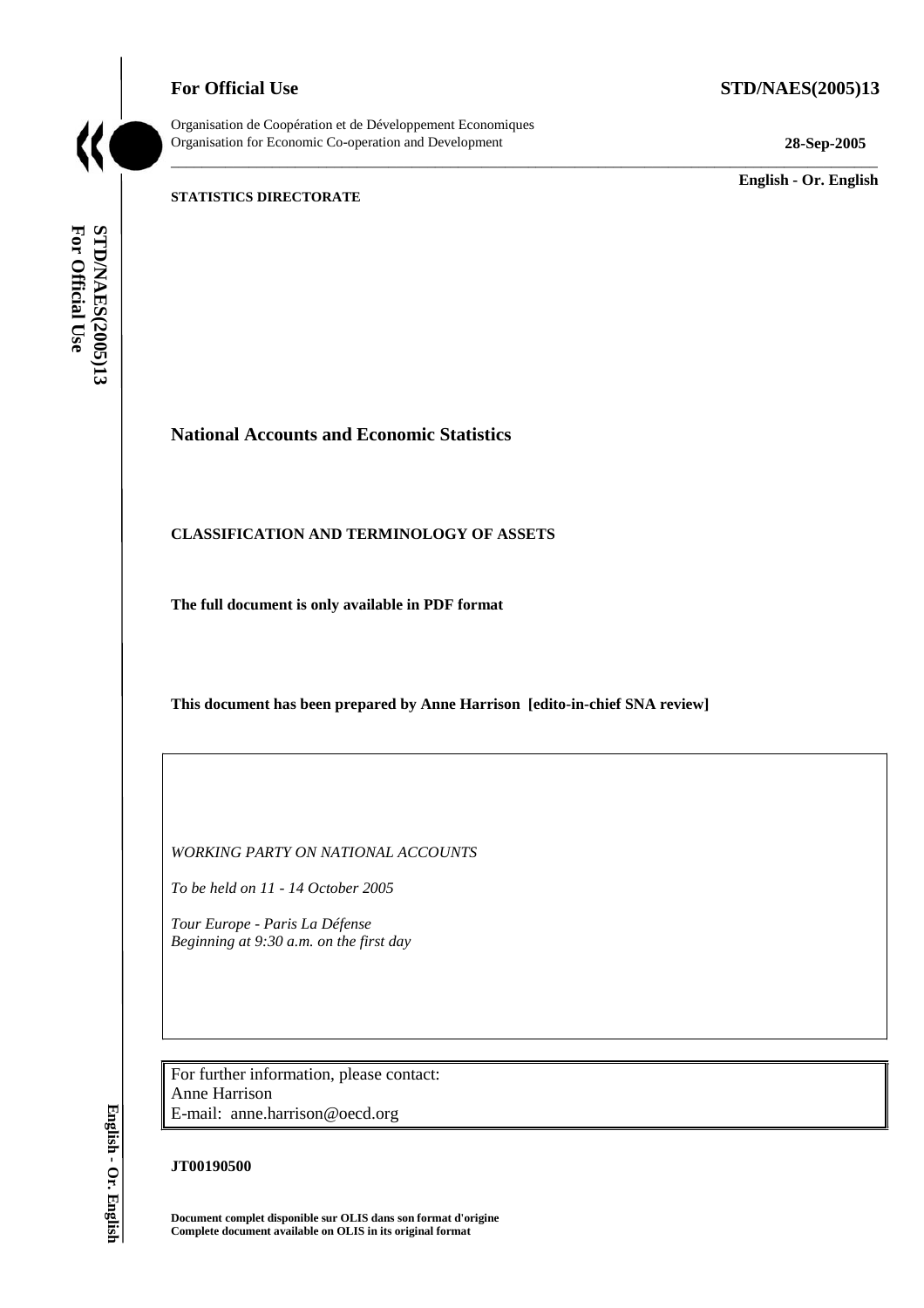**For Official Use** **STD/NAES(2005)13**

Organisation de Coopération et de Développement Economiques
Organisation for Economic Co-operation and Development **28-Sep-2005**

**English - Or. English**

**STATISTICS DIRECTORATE**

# National Accounts and Economic Statistics

## CLASSIFICATION AND TERMINOLOGY OF ASSETS

**The full document is only available in PDF format**

**This document has been prepared by Anne Harrison [edito-in-chief SNA review]**

*WORKING PARTY ON NATIONAL ACCOUNTS*

*To be held on 11 - 14 October 2005*

*Tour Europe - Paris La Défense*
*Beginning at 9:30 a.m. on the first day*

For further information, please contact:
Anne Harrison
E-mail: anne.harrison@oecd.org

**JT00190500**

**Document complet disponible sur OLIS dans son format d'origine**
**Complete document available on OLIS in its original format**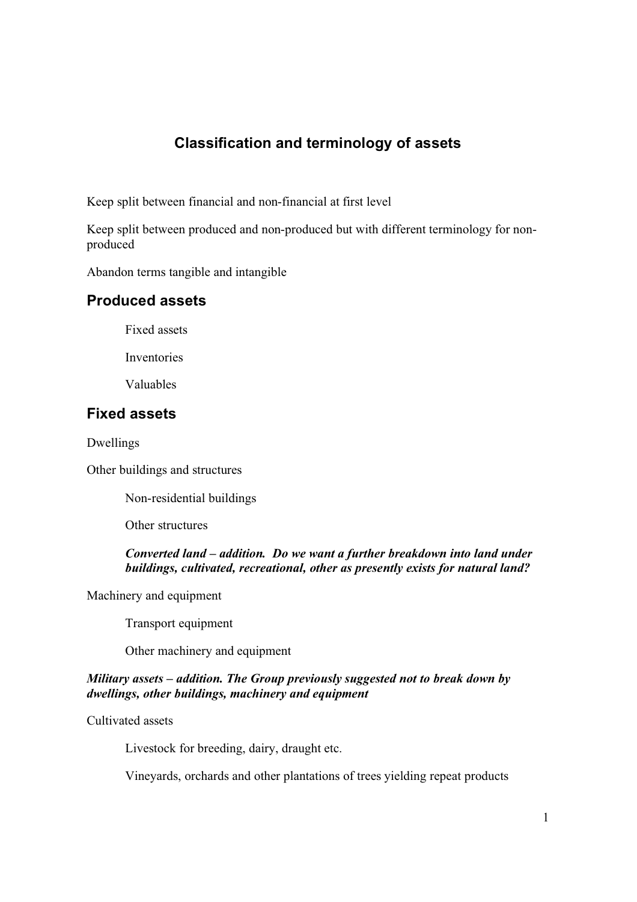# Classification and terminology of assets

Keep split between financial and non-financial at first level

Keep split between produced and non-produced but with different terminology for non-produced

Abandon terms tangible and intangible

## Produced assets

  Fixed assets

  Inventories

  Valuables

## Fixed assets

Dwellings

Other buildings and structures

  Non-residential buildings

  Other structures

  ***Converted land – addition. Do we want a further breakdown into land under buildings, cultivated, recreational, other as presently exists for natural land?***

Machinery and equipment

  Transport equipment

  Other machinery and equipment

***Military assets – addition. The Group previously suggested not to break down by dwellings, other buildings, machinery and equipment***

Cultivated assets

  Livestock for breeding, dairy, draught etc.

  Vineyards, orchards and other plantations of trees yielding repeat products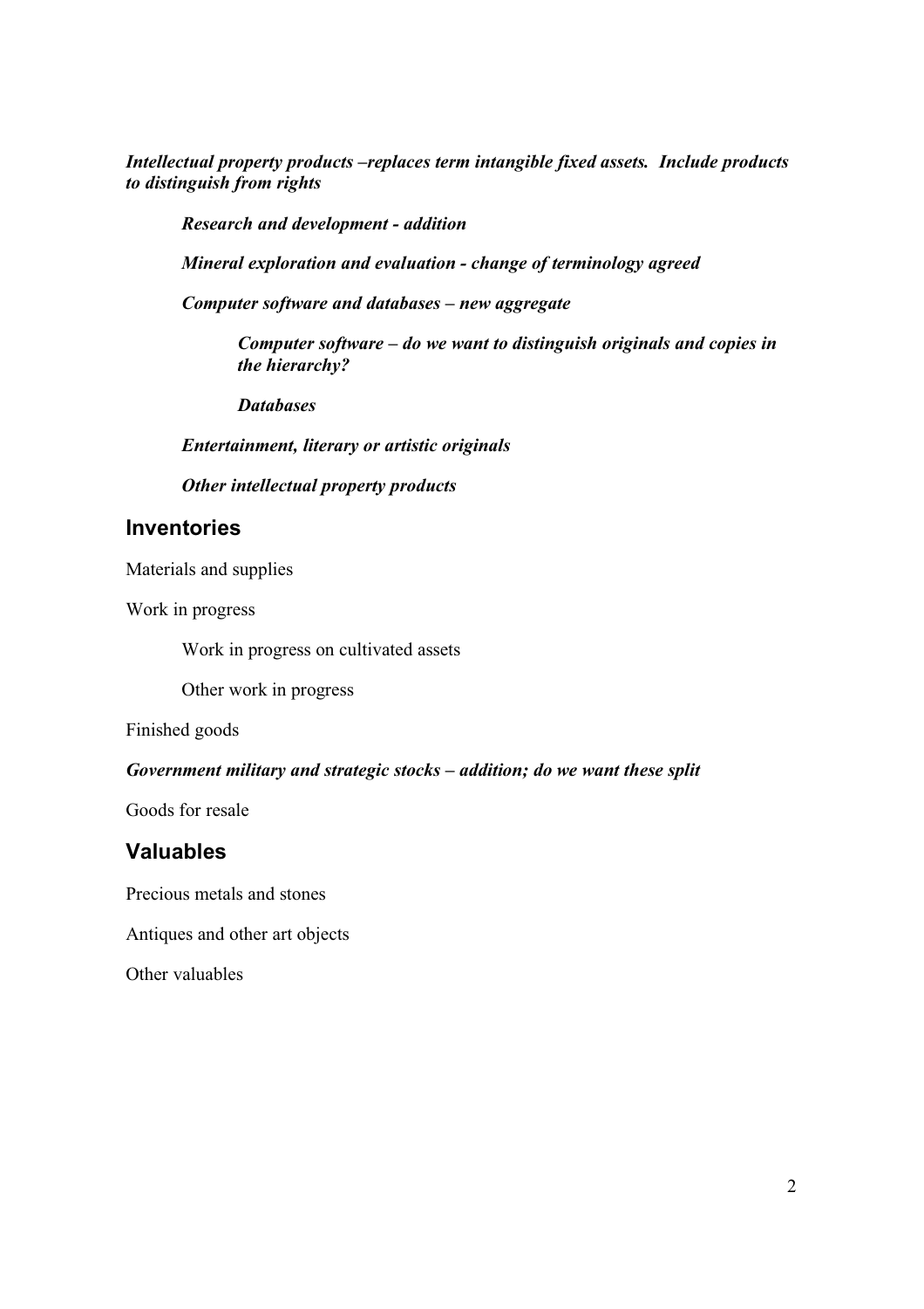***Intellectual property products –replaces term intangible fixed assets. Include products to distinguish from rights***

> ***Research and development - addition***
>
> ***Mineral exploration and evaluation - change of terminology agreed***
>
> ***Computer software and databases – new aggregate***
>
> > ***Computer software – do we want to distinguish originals and copies in the hierarchy?***
> >
> > ***Databases***
>
> ***Entertainment, literary or artistic originals***
>
> ***Other intellectual property products***

## Inventories

Materials and supplies

Work in progress

> Work in progress on cultivated assets
>
> Other work in progress

Finished goods

***Government military and strategic stocks – addition; do we want these split***

Goods for resale

## Valuables

Precious metals and stones

Antiques and other art objects

Other valuables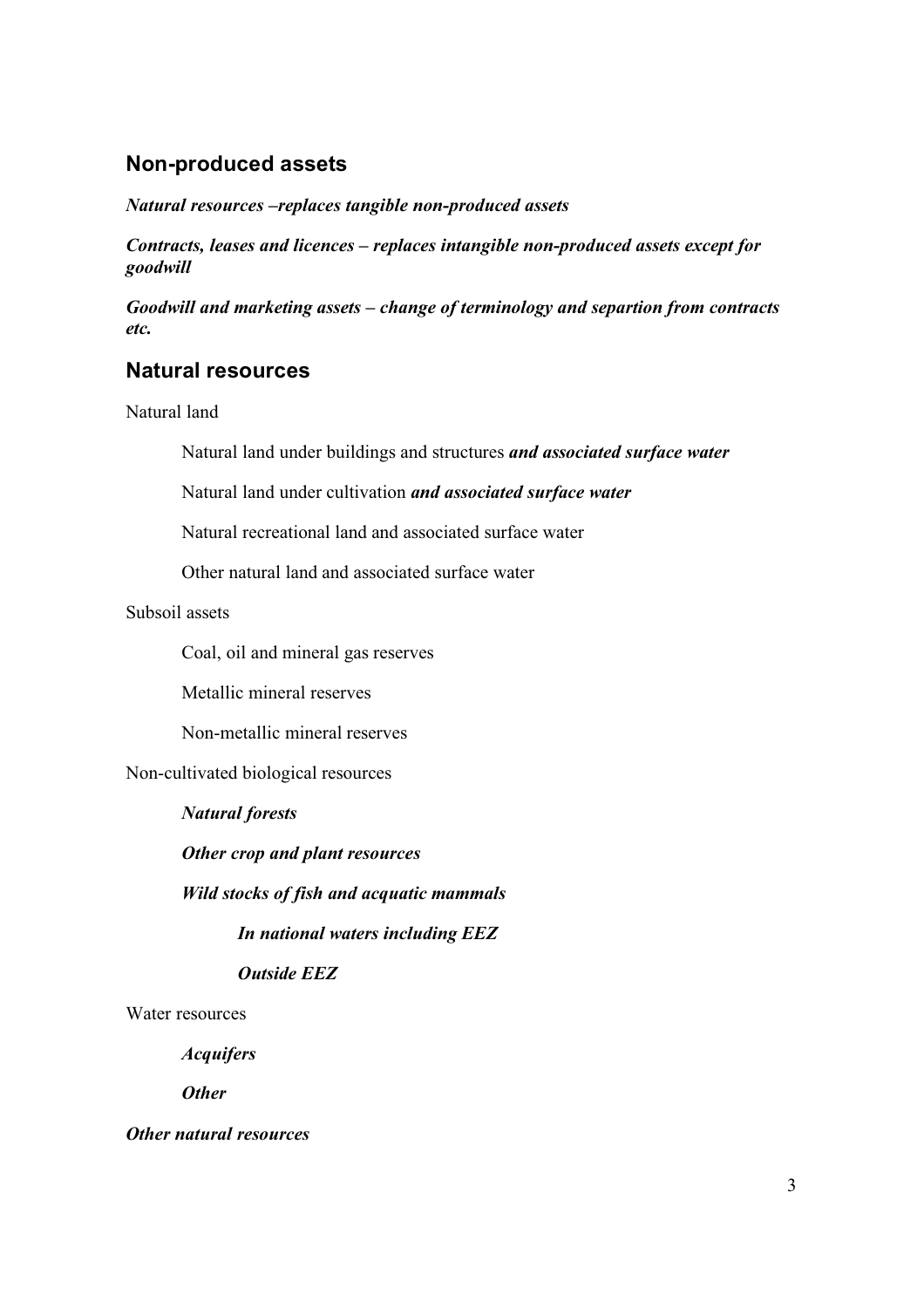## Non-produced assets

***Natural resources –replaces tangible non-produced assets***

***Contracts, leases and licences – replaces intangible non-produced assets except for goodwill***

***Goodwill and marketing assets – change of terminology and separtion from contracts etc.***

## Natural resources

Natural land

- Natural land under buildings and structures ***and associated surface water***
- Natural land under cultivation ***and associated surface water***
- Natural recreational land and associated surface water
- Other natural land and associated surface water

Subsoil assets

- Coal, oil and mineral gas reserves
- Metallic mineral reserves
- Non-metallic mineral reserves

Non-cultivated biological resources

- ***Natural forests***
- ***Other crop and plant resources***
- ***Wild stocks of fish and acquatic mammals***
  - ***In national waters including EEZ***
  - ***Outside EEZ***

Water resources

- ***Acquifers***
- ***Other***

***Other natural resources***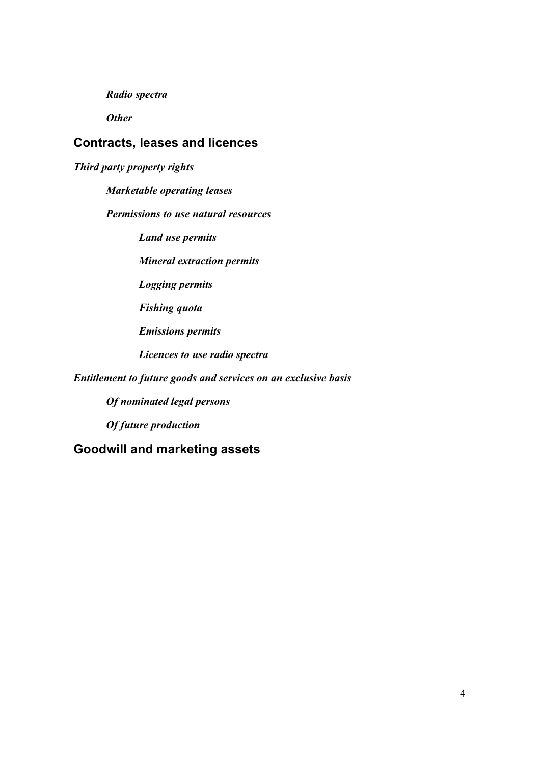*Radio spectra*

*Other*

## Contracts, leases and licences

***Third party property rights***

***Marketable operating leases***

***Permissions to use natural resources***

***Land use permits***

***Mineral extraction permits***

***Logging permits***

***Fishing quota***

***Emissions permits***

***Licences to use radio spectra***

***Entitlement to future goods and services on an exclusive basis***

***Of nominated legal persons***

***Of future production***

## Goodwill and marketing assets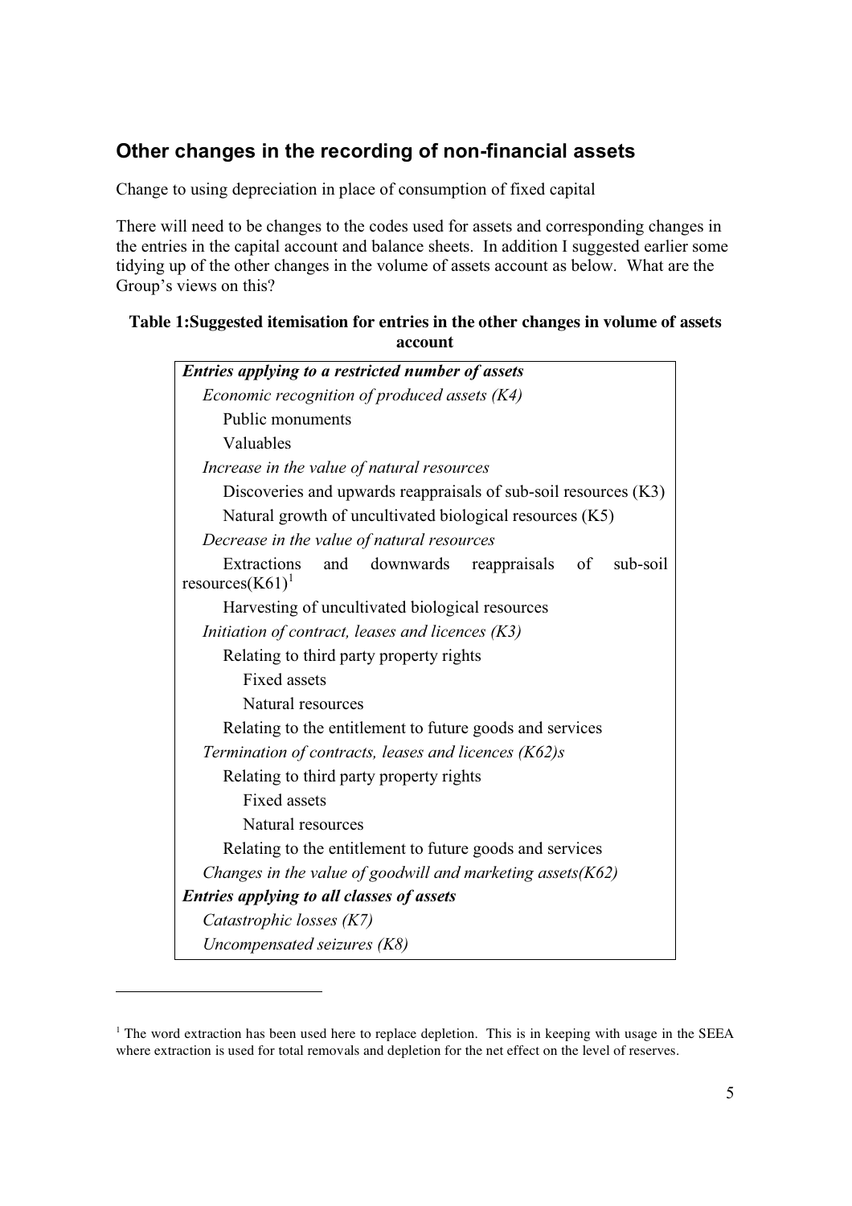## Other changes in the recording of non-financial assets

Change to using depreciation in place of consumption of fixed capital

There will need to be changes to the codes used for assets and corresponding changes in the entries in the capital account and balance sheets. In addition I suggested earlier some tidying up of the other changes in the volume of assets account as below. What are the Group's views on this?

**Table 1:Suggested itemisation for entries in the other changes in volume of assets account**

| |
|---|
| ***Entries applying to a restricted number of assets*** |
| &nbsp;&nbsp;&nbsp;&nbsp;*Economic recognition of produced assets (K4)* |
| &nbsp;&nbsp;&nbsp;&nbsp;&nbsp;&nbsp;&nbsp;&nbsp;Public monuments |
| &nbsp;&nbsp;&nbsp;&nbsp;&nbsp;&nbsp;&nbsp;&nbsp;Valuables |
| &nbsp;&nbsp;&nbsp;&nbsp;*Increase in the value of natural resources* |
| &nbsp;&nbsp;&nbsp;&nbsp;&nbsp;&nbsp;&nbsp;&nbsp;Discoveries and upwards reappraisals of sub-soil resources (K3) |
| &nbsp;&nbsp;&nbsp;&nbsp;&nbsp;&nbsp;&nbsp;&nbsp;Natural growth of uncultivated biological resources (K5) |
| &nbsp;&nbsp;&nbsp;&nbsp;*Decrease in the value of natural resources* |
| &nbsp;&nbsp;&nbsp;&nbsp;&nbsp;&nbsp;&nbsp;&nbsp;Extractions and downwards reappraisals of sub-soil resources(K61)[1] |
| &nbsp;&nbsp;&nbsp;&nbsp;&nbsp;&nbsp;&nbsp;&nbsp;Harvesting of uncultivated biological resources |
| &nbsp;&nbsp;&nbsp;&nbsp;*Initiation of contract, leases and licences (K3)* |
| &nbsp;&nbsp;&nbsp;&nbsp;&nbsp;&nbsp;&nbsp;&nbsp;Relating to third party property rights |
| &nbsp;&nbsp;&nbsp;&nbsp;&nbsp;&nbsp;&nbsp;&nbsp;&nbsp;&nbsp;&nbsp;&nbsp;Fixed assets |
| &nbsp;&nbsp;&nbsp;&nbsp;&nbsp;&nbsp;&nbsp;&nbsp;&nbsp;&nbsp;&nbsp;&nbsp;Natural resources |
| &nbsp;&nbsp;&nbsp;&nbsp;&nbsp;&nbsp;&nbsp;&nbsp;Relating to the entitlement to future goods and services |
| &nbsp;&nbsp;&nbsp;&nbsp;*Termination of contracts, leases and licences (K62)s* |
| &nbsp;&nbsp;&nbsp;&nbsp;&nbsp;&nbsp;&nbsp;&nbsp;Relating to third party property rights |
| &nbsp;&nbsp;&nbsp;&nbsp;&nbsp;&nbsp;&nbsp;&nbsp;&nbsp;&nbsp;&nbsp;&nbsp;Fixed assets |
| &nbsp;&nbsp;&nbsp;&nbsp;&nbsp;&nbsp;&nbsp;&nbsp;&nbsp;&nbsp;&nbsp;&nbsp;Natural resources |
| &nbsp;&nbsp;&nbsp;&nbsp;&nbsp;&nbsp;&nbsp;&nbsp;Relating to the entitlement to future goods and services |
| &nbsp;&nbsp;&nbsp;&nbsp;*Changes in the value of goodwill and marketing assets(K62)* |
| ***Entries applying to all classes of assets*** |
| &nbsp;&nbsp;&nbsp;&nbsp;*Catastrophic losses (K7)* |
| &nbsp;&nbsp;&nbsp;&nbsp;*Uncompensated seizures (K8)* |

[1] The word extraction has been used here to replace depletion. This is in keeping with usage in the SEEA where extraction is used for total removals and depletion for the net effect on the level of reserves.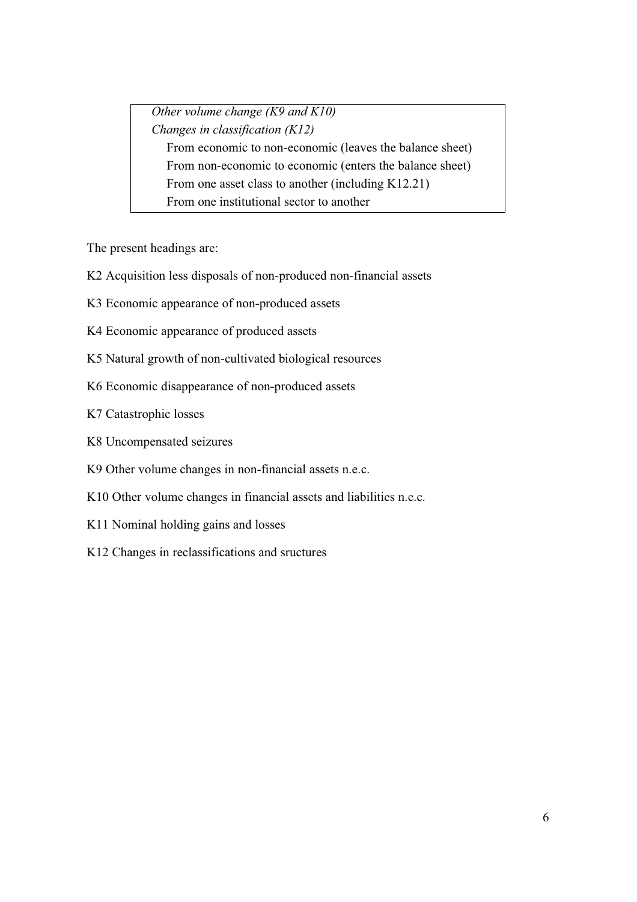*Other volume change (K9 and K10)*

*Changes in classification (K12)*

From economic to non-economic (leaves the balance sheet)

From non-economic to economic (enters the balance sheet)

From one asset class to another (including K12.21)

From one institutional sector to another

The present headings are:

K2 Acquisition less disposals of non-produced non-financial assets

K3 Economic appearance of non-produced assets

K4 Economic appearance of produced assets

K5 Natural growth of non-cultivated biological resources

K6 Economic disappearance of non-produced assets

K7 Catastrophic losses

K8 Uncompensated seizures

K9 Other volume changes in non-financial assets n.e.c.

K10 Other volume changes in financial assets and liabilities n.e.c.

K11 Nominal holding gains and losses

K12 Changes in reclassifications and sructures